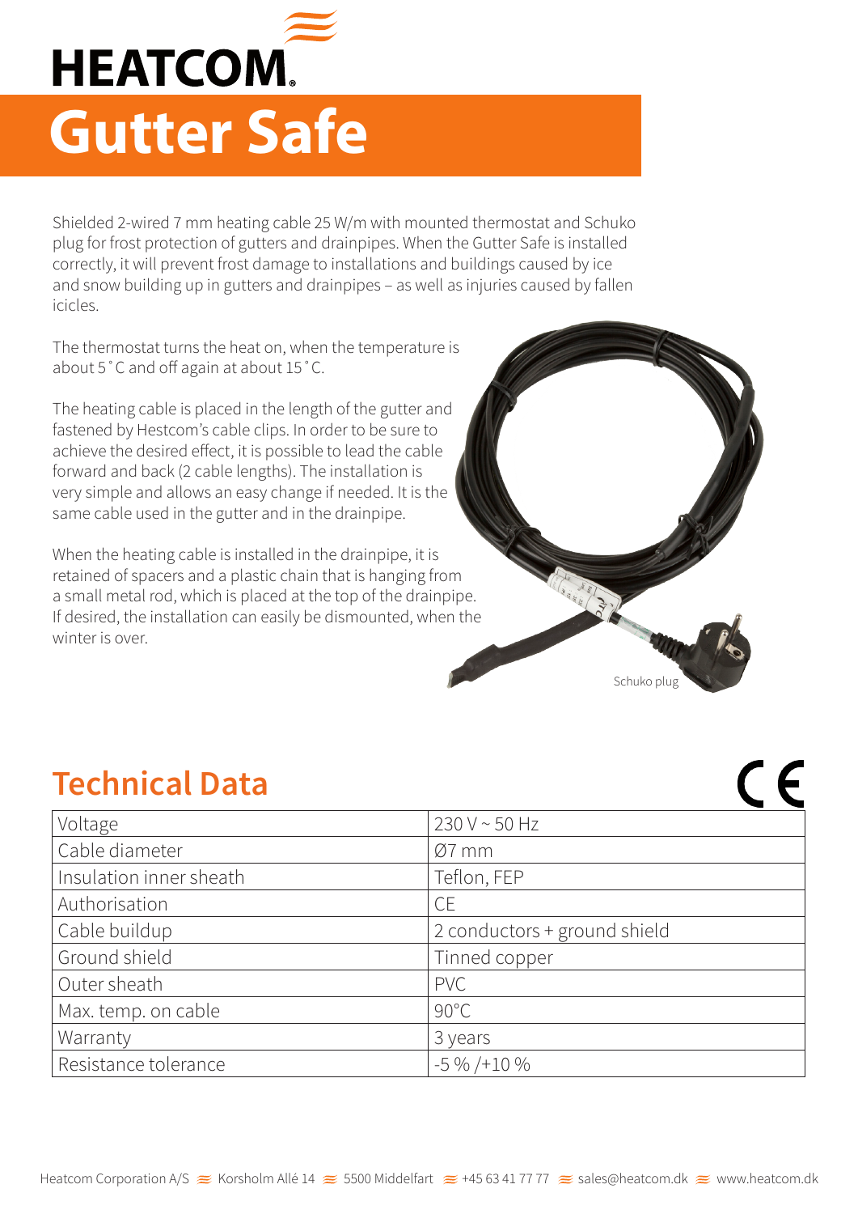# HEATCOM

# Gutter Safe

Shielded 2-wired 7 mm heating cable 25 W/m with mounted thermostat and Schuko plug for frost protection of gutters and drainpipes. When the Gutter Safe is installed correctly, it will prevent frost damage to installations and buildings caused by ice and snow building up in gutters and drainpipes – as well as injuries caused by fallen icicles.

The thermostat turns the heat on, when the temperature is about 5˚C and off again at about 15˚C.

The heating cable is placed in the length of the gutter and fastened by Hestcom's cable clips. In order to be sure to achieve the desired effect, it is possible to lead the cable forward and back (2 cable lengths). The installation is very simple and allows an easy change if needed. It is the same cable used in the gutter and in the drainpipe.

When the heating cable is installed in the drainpipe, it is retained of spacers and a plastic chain that is hanging from a small metal rod, which is placed at the top of the drainpipe. If desired, the installation can easily be dismounted, when the winter is over.

Schuko plug

## Technical Data

CE

| Voltage | 230 V ~ 50 Hz |
|---|---|
| Cable diameter | Ø7 mm |
| Insulation inner sheath | Teflon, FEP |
| Authorisation | CE |
| Cable buildup | 2 conductors + ground shield |
| Ground shield | Tinned copper |
| Outer sheath | PVC |
| Max. temp. on cable | 90°C |
| Warranty | 3 years |
| Resistance tolerance | -5 % /+10 % |

Heatcom Corporation A/S ≋ Korsholm Allé 14 ≋ 5500 Middelfart ≋ +45 63 41 77 77 ≋ sales@heatcom.dk ≋ www.heatcom.dk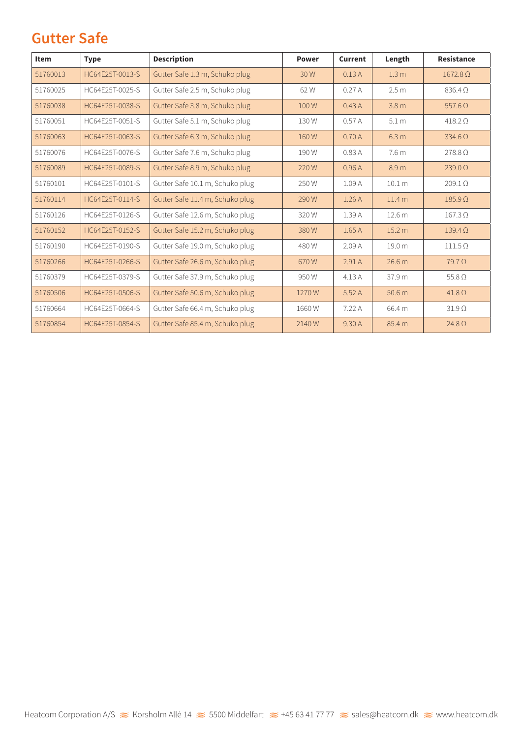## Gutter Safe

| Item | Type | Description | Power | Current | Length | Resistance |
|---|---|---|---|---|---|---|
| 51760013 | HC64E25T-0013-S | Gutter Safe 1.3 m, Schuko plug | 30 W | 0.13 A | 1.3 m | 1672.8 Ω |
| 51760025 | HC64E25T-0025-S | Gutter Safe 2.5 m, Schuko plug | 62 W | 0.27 A | 2.5 m | 836.4 Ω |
| 51760038 | HC64E25T-0038-S | Gutter Safe 3.8 m, Schuko plug | 100 W | 0.43 A | 3.8 m | 557.6 Ω |
| 51760051 | HC64E25T-0051-S | Gutter Safe 5.1 m, Schuko plug | 130 W | 0.57 A | 5.1 m | 418.2 Ω |
| 51760063 | HC64E25T-0063-S | Gutter Safe 6.3 m, Schuko plug | 160 W | 0.70 A | 6.3 m | 334.6 Ω |
| 51760076 | HC64E25T-0076-S | Gutter Safe 7.6 m, Schuko plug | 190 W | 0.83 A | 7.6 m | 278.8 Ω |
| 51760089 | HC64E25T-0089-S | Gutter Safe 8.9 m, Schuko plug | 220 W | 0.96 A | 8.9 m | 239.0 Ω |
| 51760101 | HC64E25T-0101-S | Gutter Safe 10.1 m, Schuko plug | 250 W | 1.09 A | 10.1 m | 209.1 Ω |
| 51760114 | HC64E25T-0114-S | Gutter Safe 11.4 m, Schuko plug | 290 W | 1.26 A | 11.4 m | 185.9 Ω |
| 51760126 | HC64E25T-0126-S | Gutter Safe 12.6 m, Schuko plug | 320 W | 1.39 A | 12.6 m | 167.3 Ω |
| 51760152 | HC64E25T-0152-S | Gutter Safe 15.2 m, Schuko plug | 380 W | 1.65 A | 15.2 m | 139.4 Ω |
| 51760190 | HC64E25T-0190-S | Gutter Safe 19.0 m, Schuko plug | 480 W | 2.09 A | 19.0 m | 111.5 Ω |
| 51760266 | HC64E25T-0266-S | Gutter Safe 26.6 m, Schuko plug | 670 W | 2.91 A | 26.6 m | 79.7 Ω |
| 51760379 | HC64E25T-0379-S | Gutter Safe 37.9 m, Schuko plug | 950 W | 4.13 A | 37.9 m | 55.8 Ω |
| 51760506 | HC64E25T-0506-S | Gutter Safe 50.6 m, Schuko plug | 1270 W | 5.52 A | 50.6 m | 41.8 Ω |
| 51760664 | HC64E25T-0664-S | Gutter Safe 66.4 m, Schuko plug | 1660 W | 7.22 A | 66.4 m | 31.9 Ω |
| 51760854 | HC64E25T-0854-S | Gutter Safe 85.4 m, Schuko plug | 2140 W | 9.30 A | 85.4 m | 24.8 Ω |